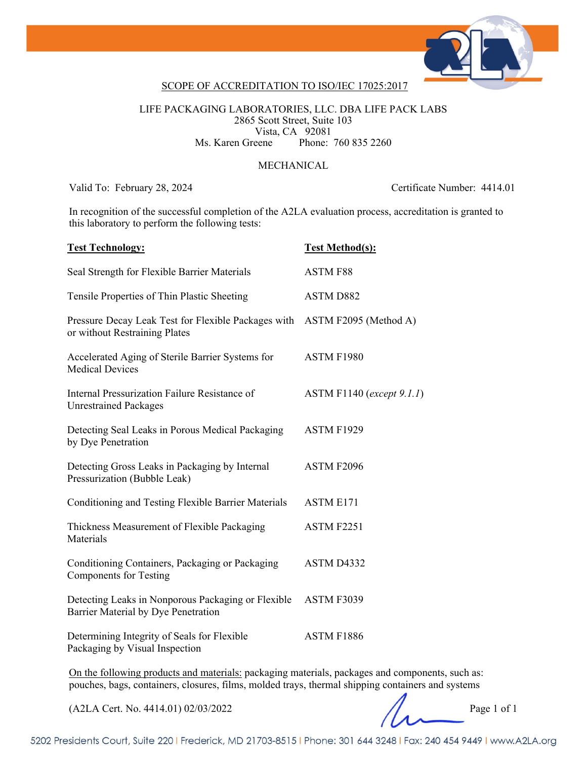## SCOPE OF ACCREDITATION TO ISO/IEC 17025:2017

LIFE PACKAGING LABORATORIES, LLC. DBA LIFE PACK LABS
2865 Scott Street, Suite 103
Vista, CA 92081
Ms. Karen Greene Phone: 760 835 2260

MECHANICAL

Valid To: February 28, 2024 Certificate Number: 4414.01

In recognition of the successful completion of the A2LA evaluation process, accreditation is granted to this laboratory to perform the following tests:

| **Test Technology:** | **Test Method(s):** |
|---|---|
| Seal Strength for Flexible Barrier Materials | ASTM F88 |
| Tensile Properties of Thin Plastic Sheeting | ASTM D882 |
| Pressure Decay Leak Test for Flexible Packages with or without Restraining Plates | ASTM F2095 (Method A) |
| Accelerated Aging of Sterile Barrier Systems for Medical Devices | ASTM F1980 |
| Internal Pressurization Failure Resistance of Unrestrained Packages | ASTM F1140 (*except 9.1.1*) |
| Detecting Seal Leaks in Porous Medical Packaging by Dye Penetration | ASTM F1929 |
| Detecting Gross Leaks in Packaging by Internal Pressurization (Bubble Leak) | ASTM F2096 |
| Conditioning and Testing Flexible Barrier Materials | ASTM E171 |
| Thickness Measurement of Flexible Packaging Materials | ASTM F2251 |
| Conditioning Containers, Packaging or Packaging Components for Testing | ASTM D4332 |
| Detecting Leaks in Nonporous Packaging or Flexible Barrier Material by Dye Penetration | ASTM F3039 |
| Determining Integrity of Seals for Flexible Packaging by Visual Inspection | ASTM F1886 |

On the following products and materials: packaging materials, packages and components, such as: pouches, bags, containers, closures, films, molded trays, thermal shipping containers and systems

(A2LA Cert. No. 4414.01) 02/03/2022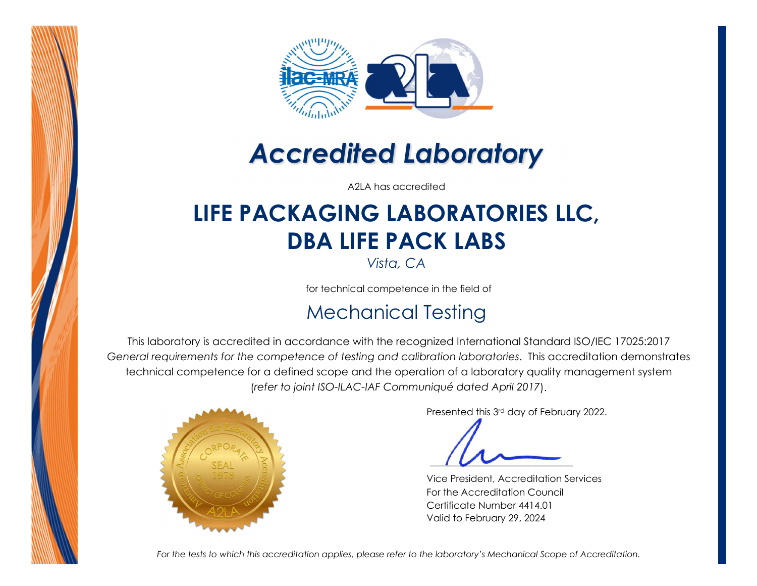# Accredited Laboratory

A2LA has accredited

## LIFE PACKAGING LABORATORIES LLC, DBA LIFE PACK LABS

*Vista, CA*

for technical competence in the field of

## Mechanical Testing

This laboratory is accredited in accordance with the recognized International Standard ISO/IEC 17025:2017 *General requirements for the competence of testing and calibration laboratories*. This accreditation demonstrates technical competence for a defined scope and the operation of a laboratory quality management system (*refer to joint ISO-ILAC-IAF Communiqué dated April 2017*).

Presented this 3rd day of February 2022.

Vice President, Accreditation Services
For the Accreditation Council
Certificate Number 4414.01
Valid to February 29, 2024

*For the tests to which this accreditation applies, please refer to the laboratory's Mechanical Scope of Accreditation.*